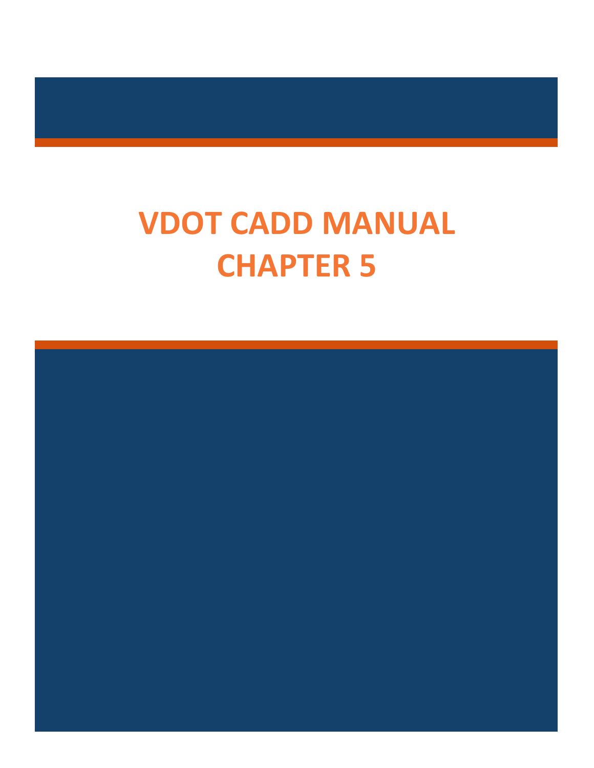# VDOT CADD MANUAL
# CHAPTER 5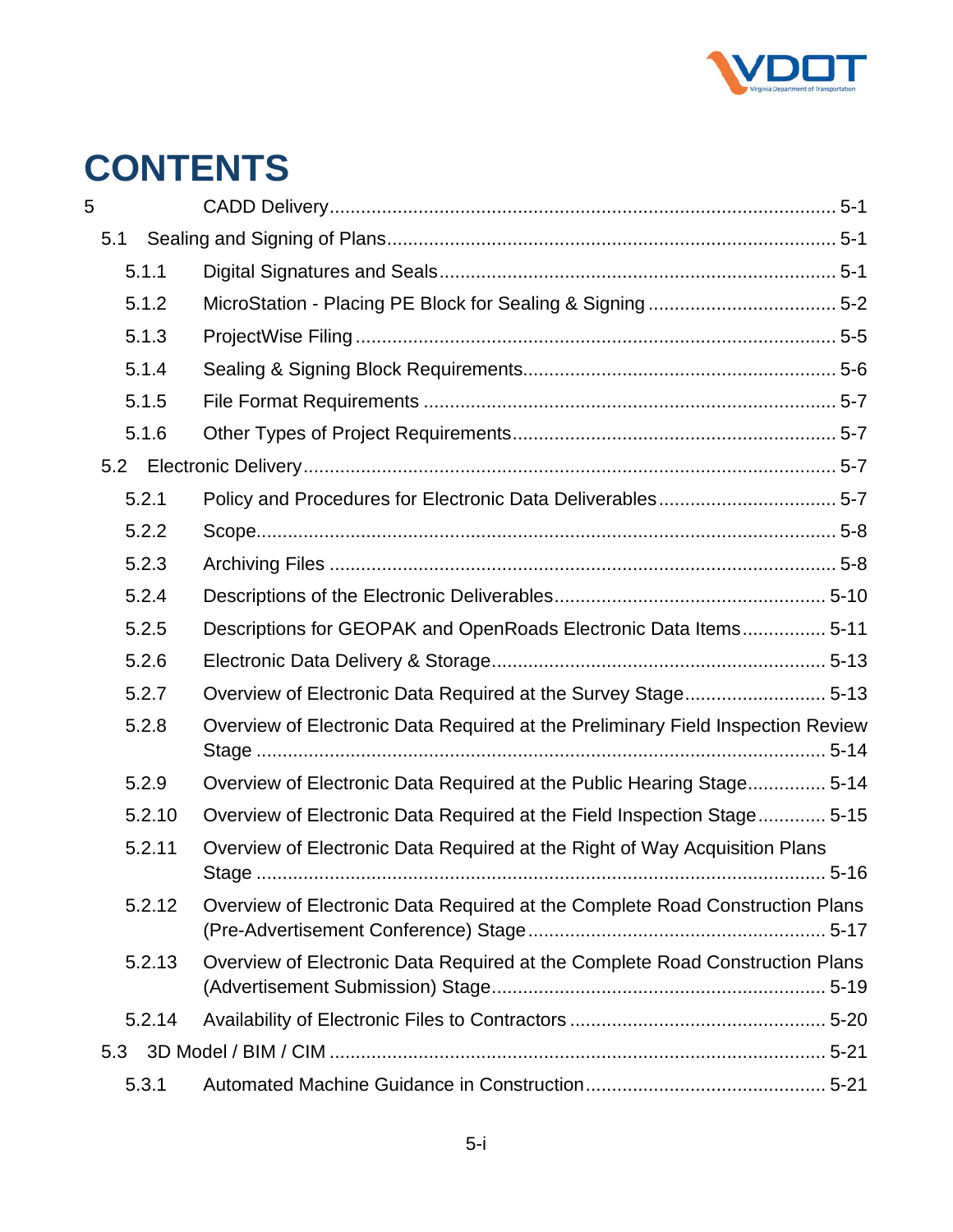# CONTENTS

5 CADD Delivery ........................................ 5-1

- 5.1 Sealing and Signing of Plans ........................................ 5-1
  - 5.1.1 Digital Signatures and Seals ........................................ 5-1
  - 5.1.2 MicroStation - Placing PE Block for Sealing & Signing ........................................ 5-2
  - 5.1.3 ProjectWise Filing ........................................ 5-5
  - 5.1.4 Sealing & Signing Block Requirements ........................................ 5-6
  - 5.1.5 File Format Requirements ........................................ 5-7
  - 5.1.6 Other Types of Project Requirements ........................................ 5-7
- 5.2 Electronic Delivery ........................................ 5-7
  - 5.2.1 Policy and Procedures for Electronic Data Deliverables ........................................ 5-7
  - 5.2.2 Scope ........................................ 5-8
  - 5.2.3 Archiving Files ........................................ 5-8
  - 5.2.4 Descriptions of the Electronic Deliverables ........................................ 5-10
  - 5.2.5 Descriptions for GEOPAK and OpenRoads Electronic Data Items ........................................ 5-11
  - 5.2.6 Electronic Data Delivery & Storage ........................................ 5-13
  - 5.2.7 Overview of Electronic Data Required at the Survey Stage ........................................ 5-13
  - 5.2.8 Overview of Electronic Data Required at the Preliminary Field Inspection Review Stage ........................................ 5-14
  - 5.2.9 Overview of Electronic Data Required at the Public Hearing Stage ........................................ 5-14
  - 5.2.10 Overview of Electronic Data Required at the Field Inspection Stage ........................................ 5-15
  - 5.2.11 Overview of Electronic Data Required at the Right of Way Acquisition Plans Stage ........................................ 5-16
  - 5.2.12 Overview of Electronic Data Required at the Complete Road Construction Plans (Pre-Advertisement Conference) Stage ........................................ 5-17
  - 5.2.13 Overview of Electronic Data Required at the Complete Road Construction Plans (Advertisement Submission) Stage ........................................ 5-19
  - 5.2.14 Availability of Electronic Files to Contractors ........................................ 5-20
- 5.3 3D Model / BIM / CIM ........................................ 5-21
  - 5.3.1 Automated Machine Guidance in Construction ........................................ 5-21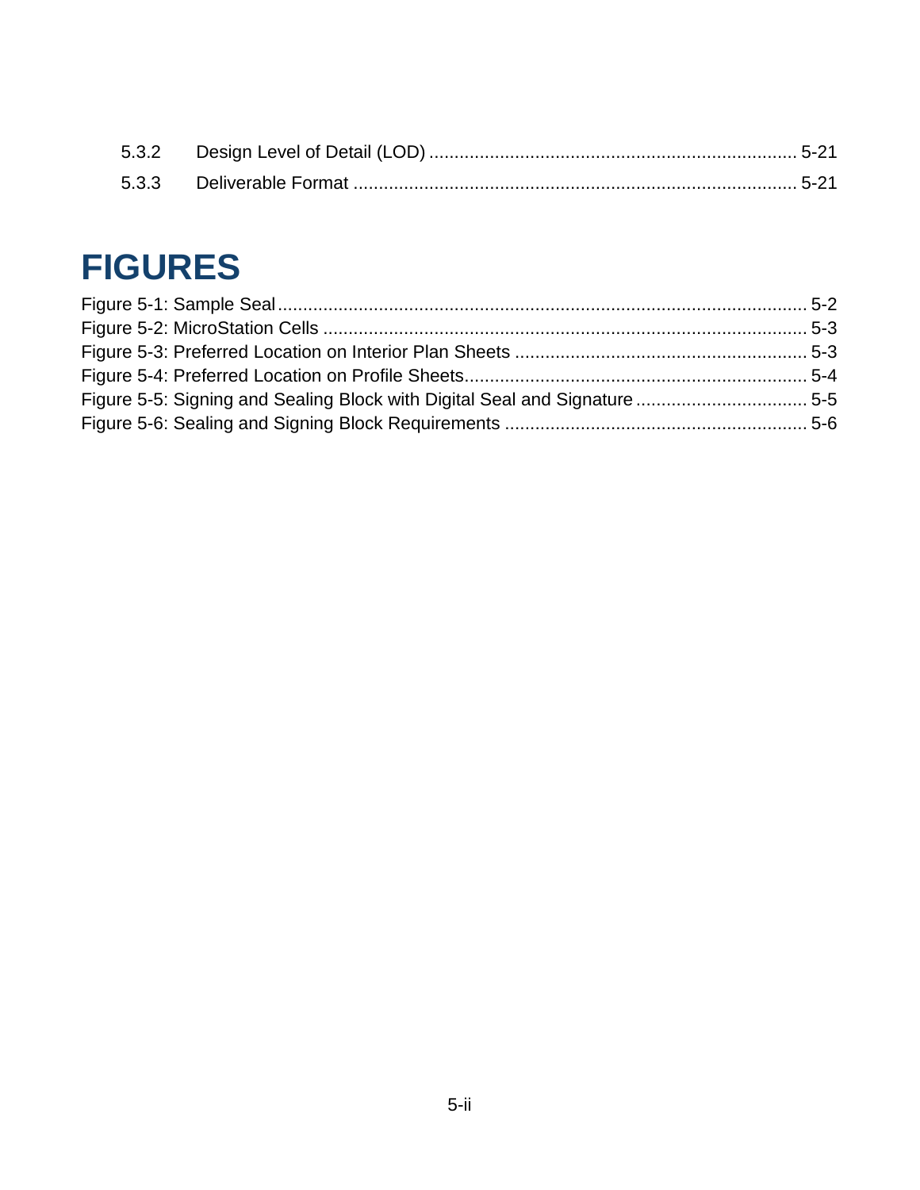5.3.2 Design Level of Detail (LOD) ........................................................................ 5-21

5.3.3 Deliverable Format ....................................................................................... 5-21

# FIGURES

Figure 5-1: Sample Seal ......................................................................................................... 5-2

Figure 5-2: MicroStation Cells ................................................................................................ 5-3

Figure 5-3: Preferred Location on Interior Plan Sheets .......................................................... 5-3

Figure 5-4: Preferred Location on Profile Sheets .................................................................... 5-4

Figure 5-5: Signing and Sealing Block with Digital Seal and Signature .................................. 5-5

Figure 5-6: Sealing and Signing Block Requirements ............................................................ 5-6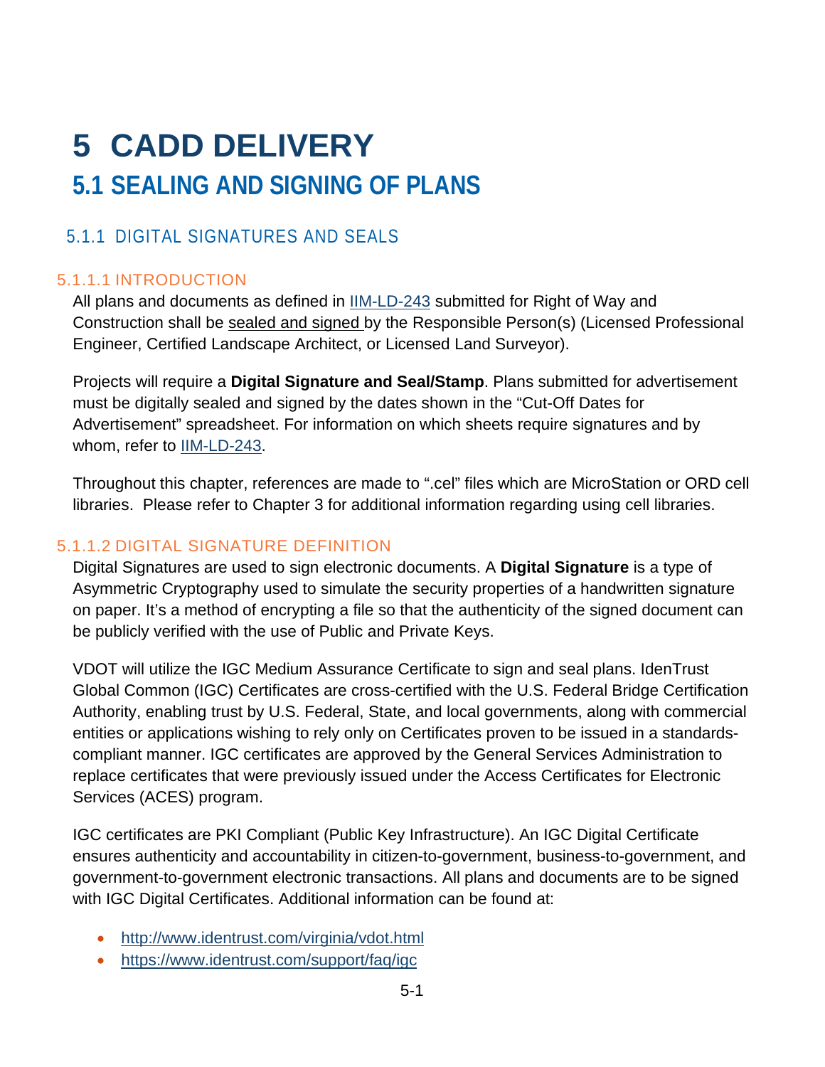# 5 CADD DELIVERY

## 5.1 SEALING AND SIGNING OF PLANS

### 5.1.1 DIGITAL SIGNATURES AND SEALS

#### 5.1.1.1 INTRODUCTION

All plans and documents as defined in IIM-LD-243 submitted for Right of Way and Construction shall be sealed and signed by the Responsible Person(s) (Licensed Professional Engineer, Certified Landscape Architect, or Licensed Land Surveyor).

Projects will require a **Digital Signature and Seal/Stamp**. Plans submitted for advertisement must be digitally sealed and signed by the dates shown in the "Cut-Off Dates for Advertisement" spreadsheet. For information on which sheets require signatures and by whom, refer to IIM-LD-243.

Throughout this chapter, references are made to ".cel" files which are MicroStation or ORD cell libraries. Please refer to Chapter 3 for additional information regarding using cell libraries.

#### 5.1.1.2 DIGITAL SIGNATURE DEFINITION

Digital Signatures are used to sign electronic documents. A **Digital Signature** is a type of Asymmetric Cryptography used to simulate the security properties of a handwritten signature on paper. It's a method of encrypting a file so that the authenticity of the signed document can be publicly verified with the use of Public and Private Keys.

VDOT will utilize the IGC Medium Assurance Certificate to sign and seal plans. IdenTrust Global Common (IGC) Certificates are cross-certified with the U.S. Federal Bridge Certification Authority, enabling trust by U.S. Federal, State, and local governments, along with commercial entities or applications wishing to rely only on Certificates proven to be issued in a standards-compliant manner. IGC certificates are approved by the General Services Administration to replace certificates that were previously issued under the Access Certificates for Electronic Services (ACES) program.

IGC certificates are PKI Compliant (Public Key Infrastructure). An IGC Digital Certificate ensures authenticity and accountability in citizen-to-government, business-to-government, and government-to-government electronic transactions. All plans and documents are to be signed with IGC Digital Certificates. Additional information can be found at:

- http://www.identrust.com/virginia/vdot.html
- https://www.identrust.com/support/faq/igc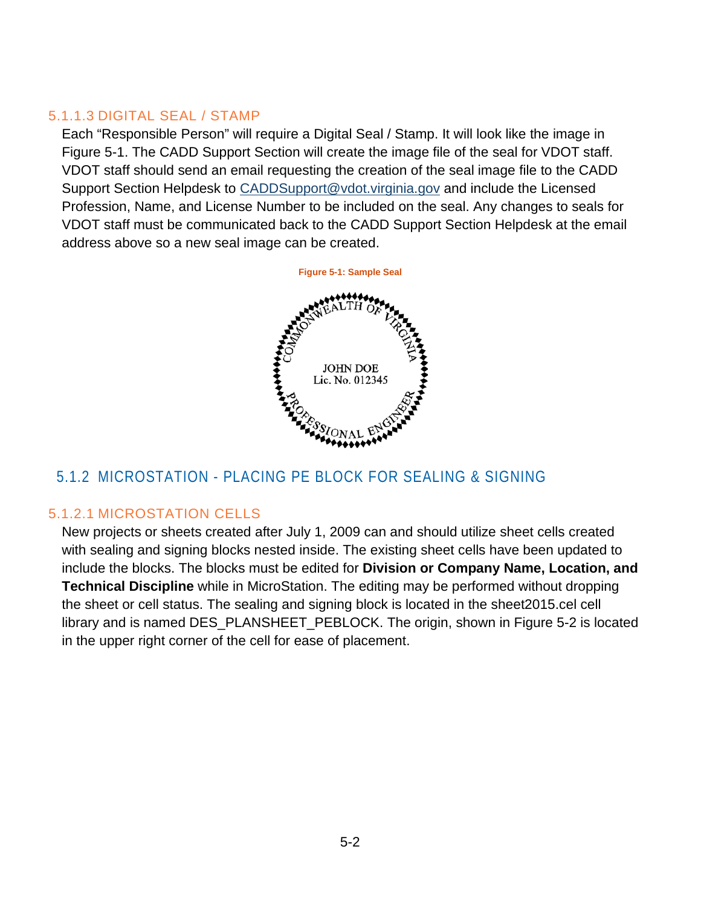#### 5.1.1.3 DIGITAL SEAL / STAMP

Each "Responsible Person" will require a Digital Seal / Stamp. It will look like the image in Figure 5-1. The CADD Support Section will create the image file of the seal for VDOT staff. VDOT staff should send an email requesting the creation of the seal image file to the CADD Support Section Helpdesk to CADDSupport@vdot.virginia.gov and include the Licensed Profession, Name, and License Number to be included on the seal. Any changes to seals for VDOT staff must be communicated back to the CADD Support Section Helpdesk at the email address above so a new seal image can be created.

Figure 5-1: Sample Seal

### 5.1.2 MICROSTATION - PLACING PE BLOCK FOR SEALING & SIGNING

#### 5.1.2.1 MICROSTATION CELLS

New projects or sheets created after July 1, 2009 can and should utilize sheet cells created with sealing and signing blocks nested inside. The existing sheet cells have been updated to include the blocks. The blocks must be edited for **Division or Company Name, Location, and Technical Discipline** while in MicroStation. The editing may be performed without dropping the sheet or cell status. The sealing and signing block is located in the sheet2015.cel cell library and is named DES_PLANSHEET_PEBLOCK. The origin, shown in Figure 5-2 is located in the upper right corner of the cell for ease of placement.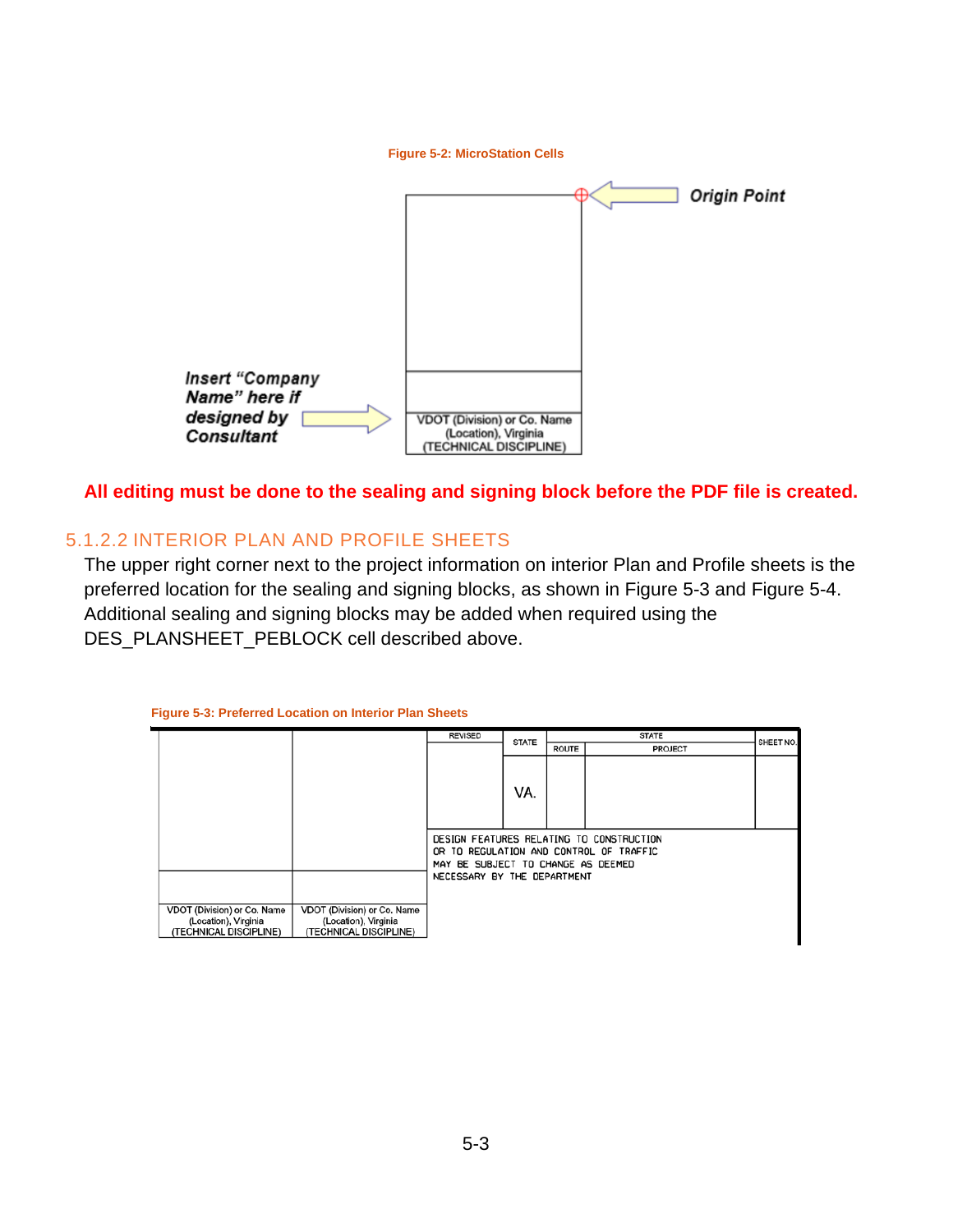Figure 5-2: MicroStation Cells

Origin Point

Insert "Company Name" here if designed by Consultant

VDOT (Division) or Co. Name
(Location), Virginia
(TECHNICAL DISCIPLINE)

**All editing must be done to the sealing and signing block before the PDF file is created.**

### 5.1.2.2 INTERIOR PLAN AND PROFILE SHEETS

The upper right corner next to the project information on interior Plan and Profile sheets is the preferred location for the sealing and signing blocks, as shown in Figure 5-3 and Figure 5-4. Additional sealing and signing blocks may be added when required using the DES_PLANSHEET_PEBLOCK cell described above.

Figure 5-3: Preferred Location on Interior Plan Sheets

| REVISED | STATE | STATE | | SHEET NO. |
|---|---|---|---|---|
| | | ROUTE | PROJECT | |
| | VA. | | | |

DESIGN FEATURES RELATING TO CONSTRUCTION OR TO REGULATION AND CONTROL OF TRAFFIC MAY BE SUBJECT TO CHANGE AS DEEMED NECESSARY BY THE DEPARTMENT

VDOT (Division) or Co. Name
(Location), Virginia
(TECHNICAL DISCIPLINE)

VDOT (Division) or Co. Name
(Location), Virginia
(TECHNICAL DISCIPLINE)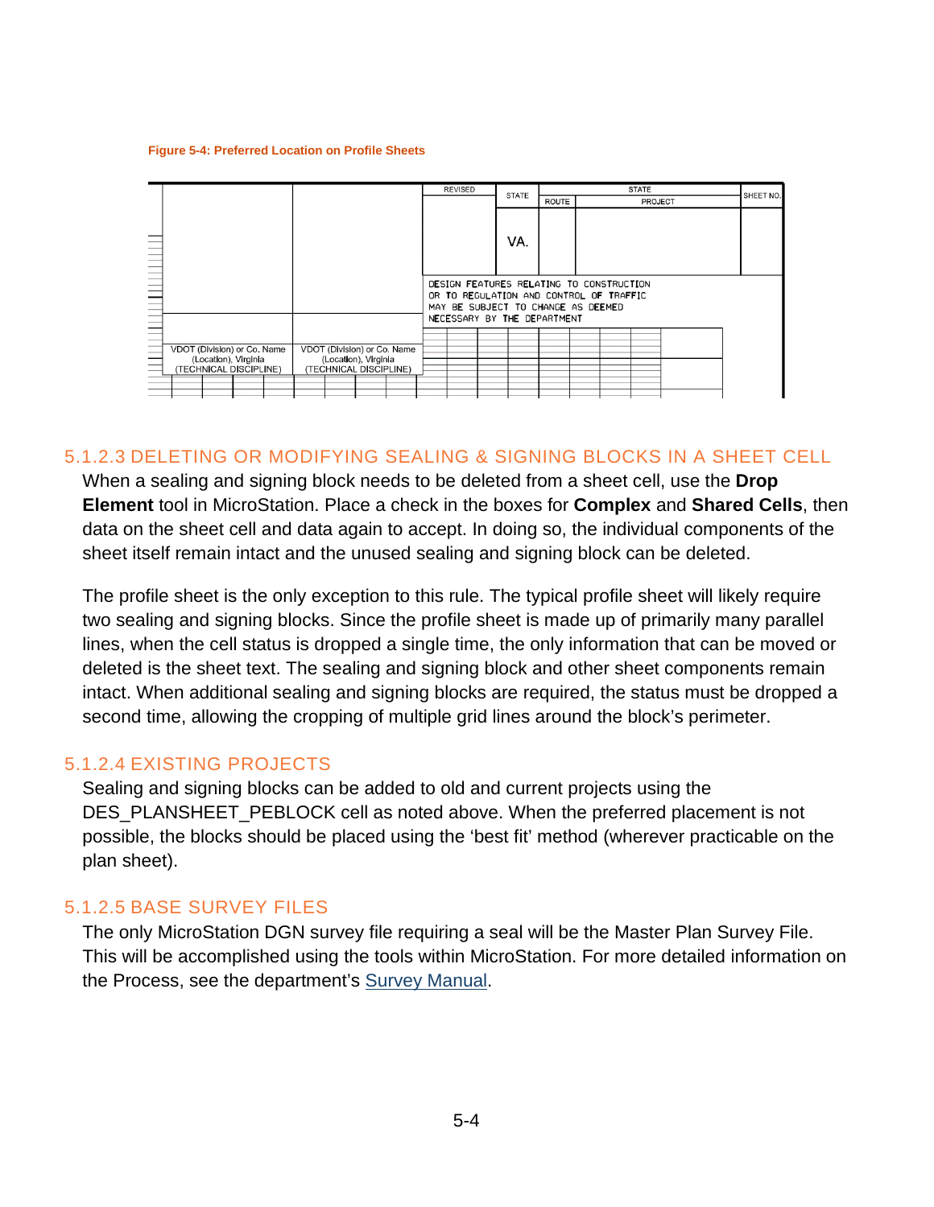**Figure 5-4: Preferred Location on Profile Sheets**

| REVISED | STATE | STATE | | SHEET NO. |
|---|---|---|---|---|
| | | ROUTE | PROJECT | |
| | VA. | | | |

DESIGN FEATURES RELATING TO CONSTRUCTION OR TO REGULATION AND CONTROL OF TRAFFIC MAY BE SUBJECT TO CHANGE AS DEEMED NECESSARY BY THE DEPARTMENT

| | |
|---|---|
| VDOT (Division) or Co. Name (Location), Virginia (TECHNICAL DISCIPLINE) | VDOT (Division) or Co. Name (Location), Virginia (TECHNICAL DISCIPLINE) |

### 5.1.2.3 DELETING OR MODIFYING SEALING & SIGNING BLOCKS IN A SHEET CELL

When a sealing and signing block needs to be deleted from a sheet cell, use the **Drop Element** tool in MicroStation. Place a check in the boxes for **Complex** and **Shared Cells**, then data on the sheet cell and data again to accept. In doing so, the individual components of the sheet itself remain intact and the unused sealing and signing block can be deleted.

The profile sheet is the only exception to this rule. The typical profile sheet will likely require two sealing and signing blocks. Since the profile sheet is made up of primarily many parallel lines, when the cell status is dropped a single time, the only information that can be moved or deleted is the sheet text. The sealing and signing block and other sheet components remain intact. When additional sealing and signing blocks are required, the status must be dropped a second time, allowing the cropping of multiple grid lines around the block's perimeter.

### 5.1.2.4 EXISTING PROJECTS

Sealing and signing blocks can be added to old and current projects using the DES_PLANSHEET_PEBLOCK cell as noted above. When the preferred placement is not possible, the blocks should be placed using the 'best fit' method (wherever practicable on the plan sheet).

### 5.1.2.5 BASE SURVEY FILES

The only MicroStation DGN survey file requiring a seal will be the Master Plan Survey File. This will be accomplished using the tools within MicroStation. For more detailed information on the Process, see the department's Survey Manual.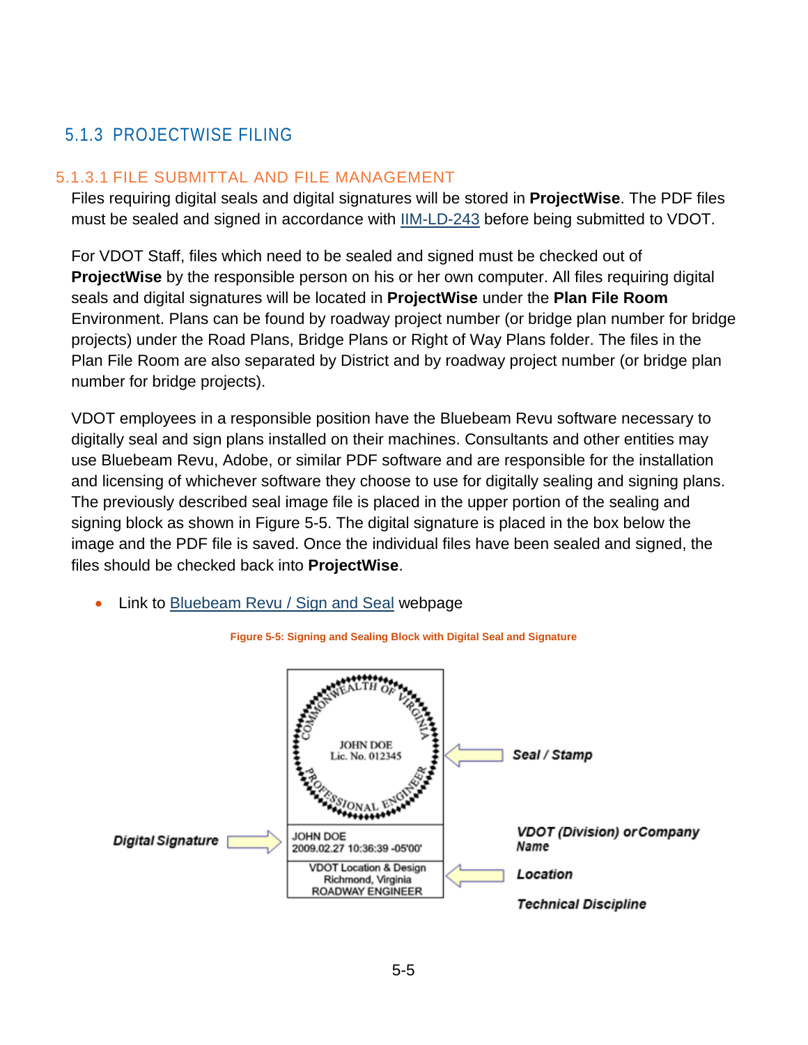## 5.1.3 PROJECTWISE FILING

### 5.1.3.1 FILE SUBMITTAL AND FILE MANAGEMENT

Files requiring digital seals and digital signatures will be stored in **ProjectWise**. The PDF files must be sealed and signed in accordance with IIM-LD-243 before being submitted to VDOT.

For VDOT Staff, files which need to be sealed and signed must be checked out of **ProjectWise** by the responsible person on his or her own computer. All files requiring digital seals and digital signatures will be located in **ProjectWise** under the **Plan File Room** Environment. Plans can be found by roadway project number (or bridge plan number for bridge projects) under the Road Plans, Bridge Plans or Right of Way Plans folder. The files in the Plan File Room are also separated by District and by roadway project number (or bridge plan number for bridge projects).

VDOT employees in a responsible position have the Bluebeam Revu software necessary to digitally seal and sign plans installed on their machines. Consultants and other entities may use Bluebeam Revu, Adobe, or similar PDF software and are responsible for the installation and licensing of whichever software they choose to use for digitally sealing and signing plans. The previously described seal image file is placed in the upper portion of the sealing and signing block as shown in Figure 5-5. The digital signature is placed in the box below the image and the PDF file is saved. Once the individual files have been sealed and signed, the files should be checked back into **ProjectWise**.

- Link to Bluebeam Revu / Sign and Seal webpage

**Figure 5-5: Signing and Sealing Block with Digital Seal and Signature**

COMMONWEALTH OF VIRGINIA
JOHN DOE
Lic. No. 012345
PROFESSIONAL ENGINEER

*Seal / Stamp*

*Digital Signature* — JOHN DOE
2009.02.27 10:36:39 -05'00'

VDOT Location & Design
Richmond, Virginia
ROADWAY ENGINEER

*VDOT (Division) or Company Name*

*Location*

*Technical Discipline*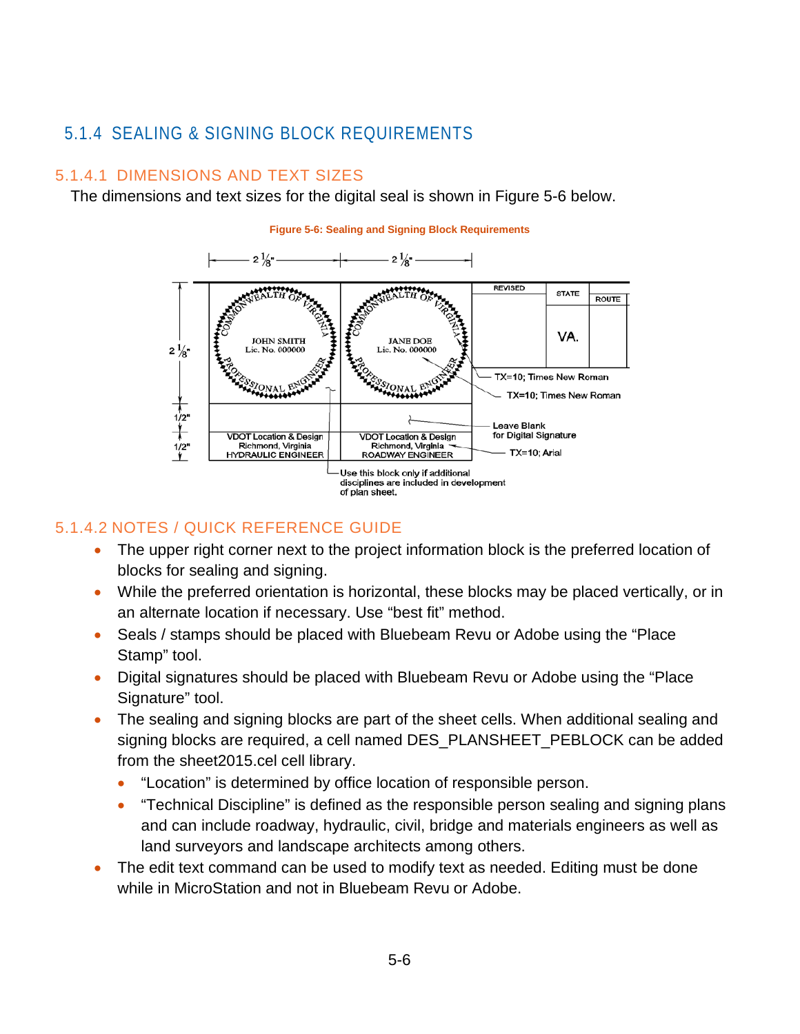## 5.1.4 SEALING & SIGNING BLOCK REQUIREMENTS

### 5.1.4.1 DIMENSIONS AND TEXT SIZES

The dimensions and text sizes for the digital seal is shown in Figure 5-6 below.

**Figure 5-6: Sealing and Signing Block Requirements**

### 5.1.4.2 NOTES / QUICK REFERENCE GUIDE

- The upper right corner next to the project information block is the preferred location of blocks for sealing and signing.
- While the preferred orientation is horizontal, these blocks may be placed vertically, or in an alternate location if necessary. Use “best fit” method.
- Seals / stamps should be placed with Bluebeam Revu or Adobe using the “Place Stamp” tool.
- Digital signatures should be placed with Bluebeam Revu or Adobe using the “Place Signature” tool.
- The sealing and signing blocks are part of the sheet cells. When additional sealing and signing blocks are required, a cell named DES_PLANSHEET_PEBLOCK can be added from the sheet2015.cel cell library.
  - “Location” is determined by office location of responsible person.
  - “Technical Discipline” is defined as the responsible person sealing and signing plans and can include roadway, hydraulic, civil, bridge and materials engineers as well as land surveyors and landscape architects among others.
- The edit text command can be used to modify text as needed. Editing must be done while in MicroStation and not in Bluebeam Revu or Adobe.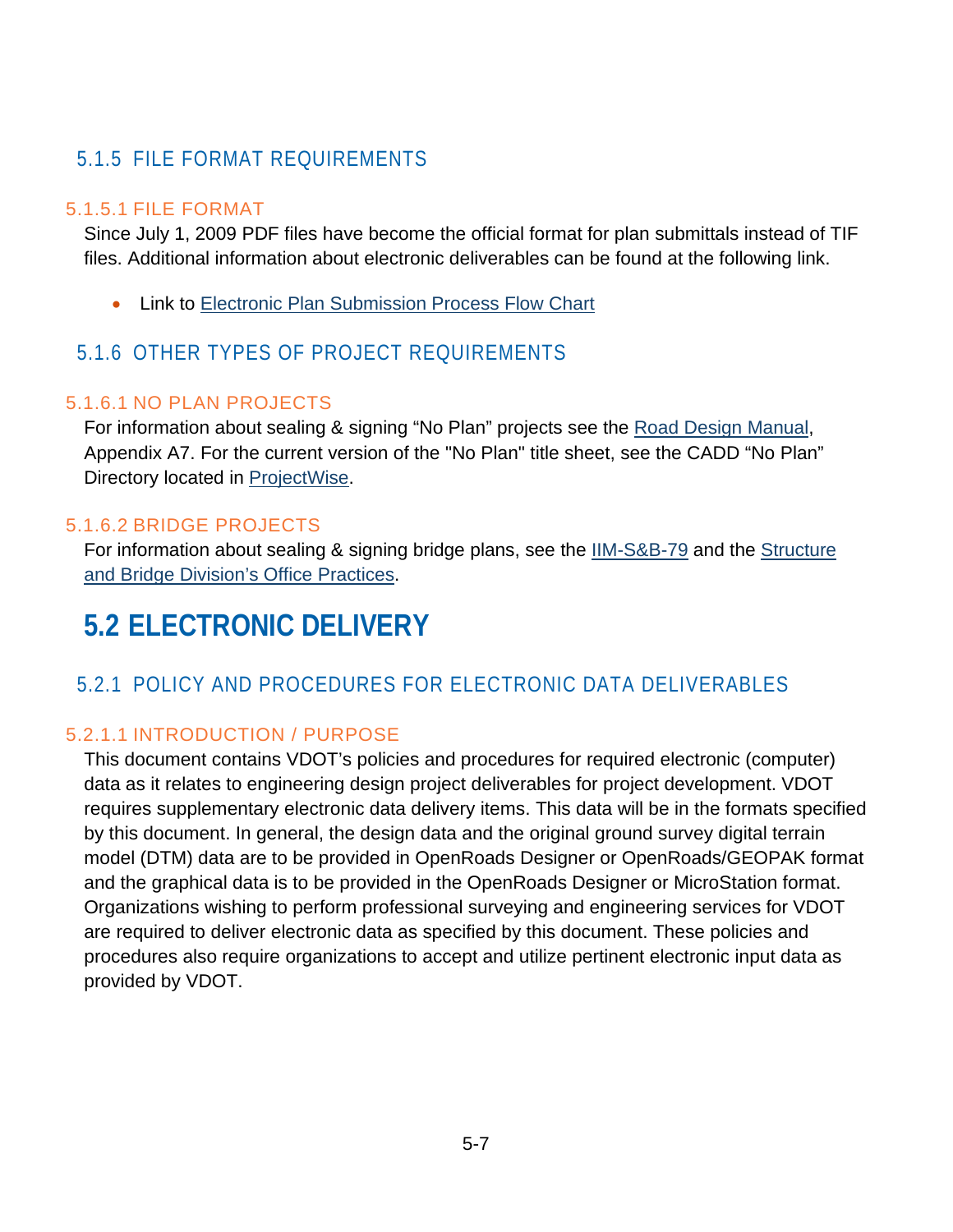### 5.1.5 FILE FORMAT REQUIREMENTS

#### 5.1.5.1 FILE FORMAT

Since July 1, 2009 PDF files have become the official format for plan submittals instead of TIF files. Additional information about electronic deliverables can be found at the following link.

- Link to Electronic Plan Submission Process Flow Chart

### 5.1.6 OTHER TYPES OF PROJECT REQUIREMENTS

#### 5.1.6.1 NO PLAN PROJECTS

For information about sealing & signing “No Plan” projects see the Road Design Manual, Appendix A7. For the current version of the "No Plan" title sheet, see the CADD “No Plan” Directory located in ProjectWise.

#### 5.1.6.2 BRIDGE PROJECTS

For information about sealing & signing bridge plans, see the IIM-S&B-79 and the Structure and Bridge Division’s Office Practices.

## 5.2 ELECTRONIC DELIVERY

### 5.2.1 POLICY AND PROCEDURES FOR ELECTRONIC DATA DELIVERABLES

#### 5.2.1.1 INTRODUCTION / PURPOSE

This document contains VDOT’s policies and procedures for required electronic (computer) data as it relates to engineering design project deliverables for project development. VDOT requires supplementary electronic data delivery items. This data will be in the formats specified by this document. In general, the design data and the original ground survey digital terrain model (DTM) data are to be provided in OpenRoads Designer or OpenRoads/GEOPAK format and the graphical data is to be provided in the OpenRoads Designer or MicroStation format. Organizations wishing to perform professional surveying and engineering services for VDOT are required to deliver electronic data as specified by this document. These policies and procedures also require organizations to accept and utilize pertinent electronic input data as provided by VDOT.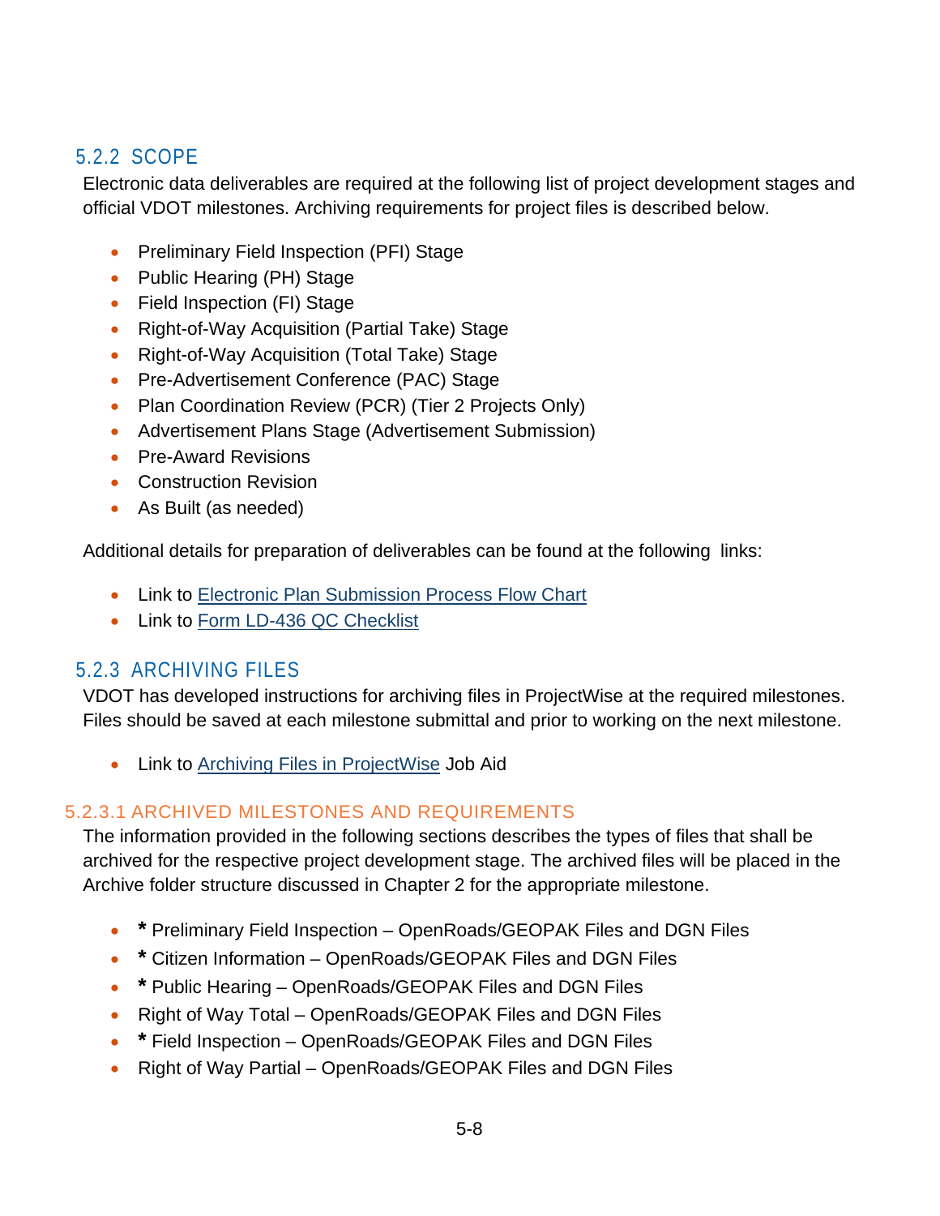### 5.2.2 SCOPE

Electronic data deliverables are required at the following list of project development stages and official VDOT milestones. Archiving requirements for project files is described below.

- Preliminary Field Inspection (PFI) Stage
- Public Hearing (PH) Stage
- Field Inspection (FI) Stage
- Right-of-Way Acquisition (Partial Take) Stage
- Right-of-Way Acquisition (Total Take) Stage
- Pre-Advertisement Conference (PAC) Stage
- Plan Coordination Review (PCR) (Tier 2 Projects Only)
- Advertisement Plans Stage (Advertisement Submission)
- Pre-Award Revisions
- Construction Revision
- As Built (as needed)

Additional details for preparation of deliverables can be found at the following links:

- Link to Electronic Plan Submission Process Flow Chart
- Link to Form LD-436 QC Checklist

### 5.2.3 ARCHIVING FILES

VDOT has developed instructions for archiving files in ProjectWise at the required milestones. Files should be saved at each milestone submittal and prior to working on the next milestone.

- Link to Archiving Files in ProjectWise Job Aid

#### 5.2.3.1 ARCHIVED MILESTONES AND REQUIREMENTS

The information provided in the following sections describes the types of files that shall be archived for the respective project development stage. The archived files will be placed in the Archive folder structure discussed in Chapter 2 for the appropriate milestone.

- **\*** Preliminary Field Inspection – OpenRoads/GEOPAK Files and DGN Files
- **\*** Citizen Information – OpenRoads/GEOPAK Files and DGN Files
- **\*** Public Hearing – OpenRoads/GEOPAK Files and DGN Files
- Right of Way Total – OpenRoads/GEOPAK Files and DGN Files
- **\*** Field Inspection – OpenRoads/GEOPAK Files and DGN Files
- Right of Way Partial – OpenRoads/GEOPAK Files and DGN Files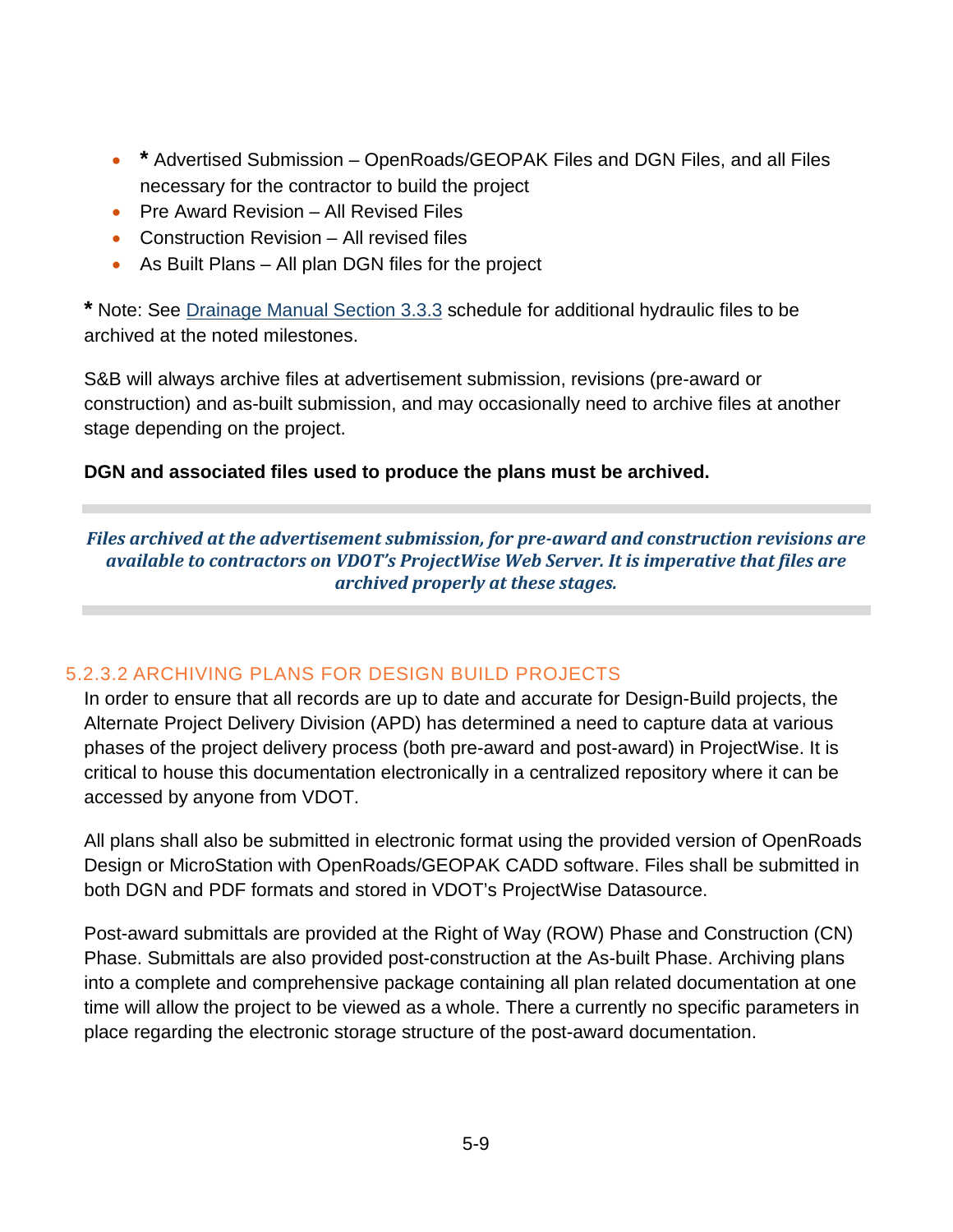- **\*** Advertised Submission – OpenRoads/GEOPAK Files and DGN Files, and all Files necessary for the contractor to build the project
- Pre Award Revision – All Revised Files
- Construction Revision – All revised files
- As Built Plans – All plan DGN files for the project

**\*** Note: See Drainage Manual Section 3.3.3 schedule for additional hydraulic files to be archived at the noted milestones.

S&B will always archive files at advertisement submission, revisions (pre-award or construction) and as-built submission, and may occasionally need to archive files at another stage depending on the project.

**DGN and associated files used to produce the plans must be archived.**

***Files archived at the advertisement submission, for pre-award and construction revisions are available to contractors on VDOT's ProjectWise Web Server. It is imperative that files are archived properly at these stages.***

### 5.2.3.2 ARCHIVING PLANS FOR DESIGN BUILD PROJECTS

In order to ensure that all records are up to date and accurate for Design-Build projects, the Alternate Project Delivery Division (APD) has determined a need to capture data at various phases of the project delivery process (both pre-award and post-award) in ProjectWise. It is critical to house this documentation electronically in a centralized repository where it can be accessed by anyone from VDOT.

All plans shall also be submitted in electronic format using the provided version of OpenRoads Design or MicroStation with OpenRoads/GEOPAK CADD software. Files shall be submitted in both DGN and PDF formats and stored in VDOT's ProjectWise Datasource.

Post-award submittals are provided at the Right of Way (ROW) Phase and Construction (CN) Phase. Submittals are also provided post-construction at the As-built Phase. Archiving plans into a complete and comprehensive package containing all plan related documentation at one time will allow the project to be viewed as a whole. There a currently no specific parameters in place regarding the electronic storage structure of the post-award documentation.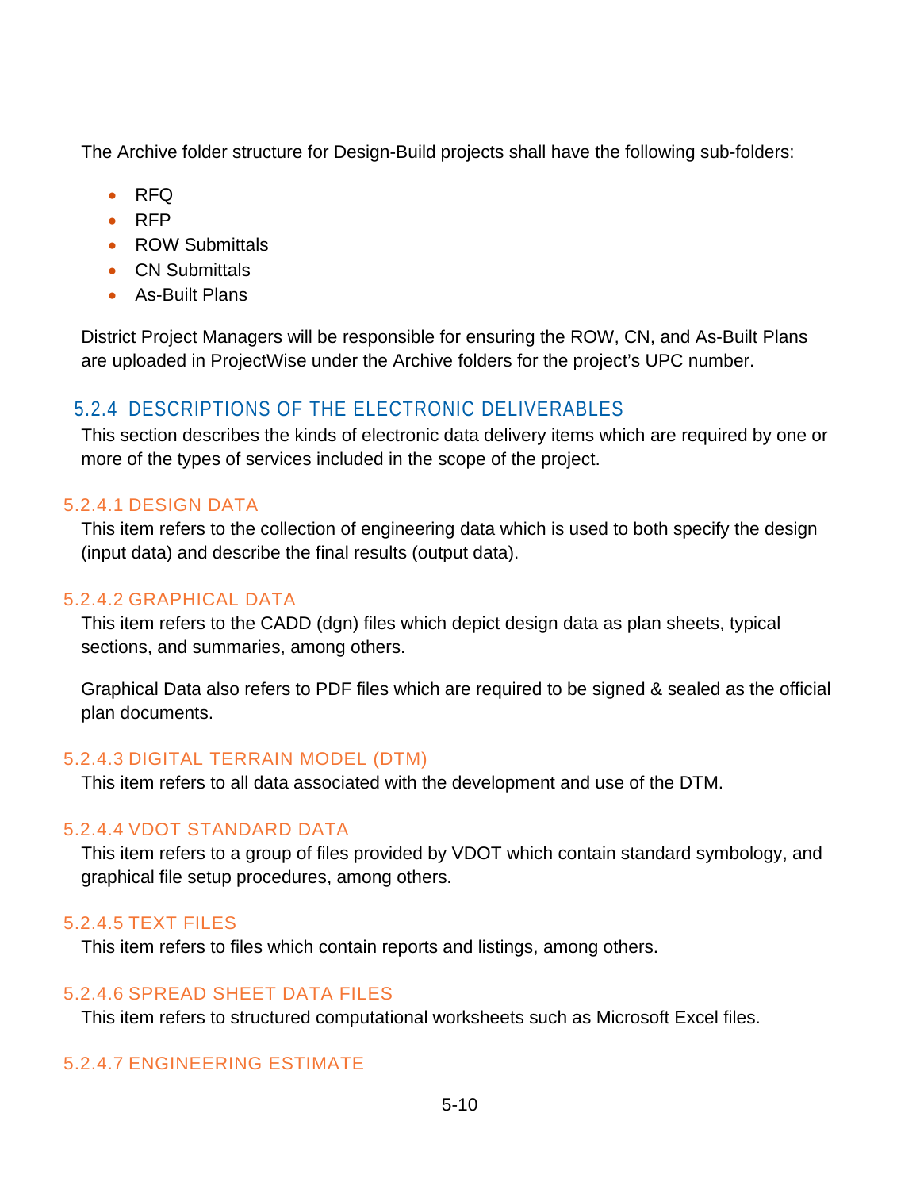The Archive folder structure for Design-Build projects shall have the following sub-folders:

- RFQ
- RFP
- ROW Submittals
- CN Submittals
- As-Built Plans

District Project Managers will be responsible for ensuring the ROW, CN, and As-Built Plans are uploaded in ProjectWise under the Archive folders for the project's UPC number.

### 5.2.4 DESCRIPTIONS OF THE ELECTRONIC DELIVERABLES

This section describes the kinds of electronic data delivery items which are required by one or more of the types of services included in the scope of the project.

#### 5.2.4.1 DESIGN DATA

This item refers to the collection of engineering data which is used to both specify the design (input data) and describe the final results (output data).

#### 5.2.4.2 GRAPHICAL DATA

This item refers to the CADD (dgn) files which depict design data as plan sheets, typical sections, and summaries, among others.

Graphical Data also refers to PDF files which are required to be signed & sealed as the official plan documents.

#### 5.2.4.3 DIGITAL TERRAIN MODEL (DTM)

This item refers to all data associated with the development and use of the DTM.

#### 5.2.4.4 VDOT STANDARD DATA

This item refers to a group of files provided by VDOT which contain standard symbology, and graphical file setup procedures, among others.

#### 5.2.4.5 TEXT FILES

This item refers to files which contain reports and listings, among others.

#### 5.2.4.6 SPREAD SHEET DATA FILES

This item refers to structured computational worksheets such as Microsoft Excel files.

#### 5.2.4.7 ENGINEERING ESTIMATE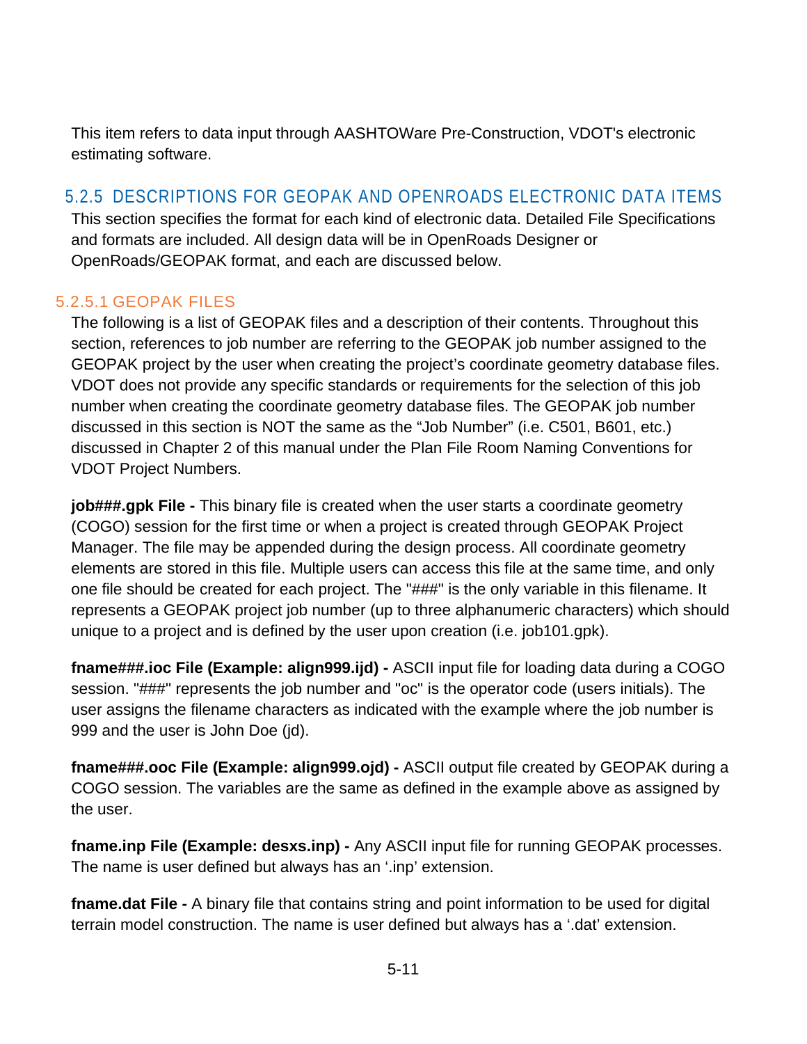This item refers to data input through AASHTOWare Pre-Construction, VDOT's electronic estimating software.

## 5.2.5 DESCRIPTIONS FOR GEOPAK AND OPENROADS ELECTRONIC DATA ITEMS

This section specifies the format for each kind of electronic data. Detailed File Specifications and formats are included. All design data will be in OpenRoads Designer or OpenRoads/GEOPAK format, and each are discussed below.

### 5.2.5.1 GEOPAK FILES

The following is a list of GEOPAK files and a description of their contents. Throughout this section, references to job number are referring to the GEOPAK job number assigned to the GEOPAK project by the user when creating the project's coordinate geometry database files. VDOT does not provide any specific standards or requirements for the selection of this job number when creating the coordinate geometry database files. The GEOPAK job number discussed in this section is NOT the same as the "Job Number" (i.e. C501, B601, etc.) discussed in Chapter 2 of this manual under the Plan File Room Naming Conventions for VDOT Project Numbers.

**job###.gpk File -** This binary file is created when the user starts a coordinate geometry (COGO) session for the first time or when a project is created through GEOPAK Project Manager. The file may be appended during the design process. All coordinate geometry elements are stored in this file. Multiple users can access this file at the same time, and only one file should be created for each project. The "###" is the only variable in this filename. It represents a GEOPAK project job number (up to three alphanumeric characters) which should unique to a project and is defined by the user upon creation (i.e. job101.gpk).

**fname###.ioc File (Example: align999.ijd) -** ASCII input file for loading data during a COGO session. "###" represents the job number and "oc" is the operator code (users initials). The user assigns the filename characters as indicated with the example where the job number is 999 and the user is John Doe (jd).

**fname###.ooc File (Example: align999.ojd) -** ASCII output file created by GEOPAK during a COGO session. The variables are the same as defined in the example above as assigned by the user.

**fname.inp File (Example: desxs.inp) -** Any ASCII input file for running GEOPAK processes. The name is user defined but always has an '.inp' extension.

**fname.dat File -** A binary file that contains string and point information to be used for digital terrain model construction. The name is user defined but always has a '.dat' extension.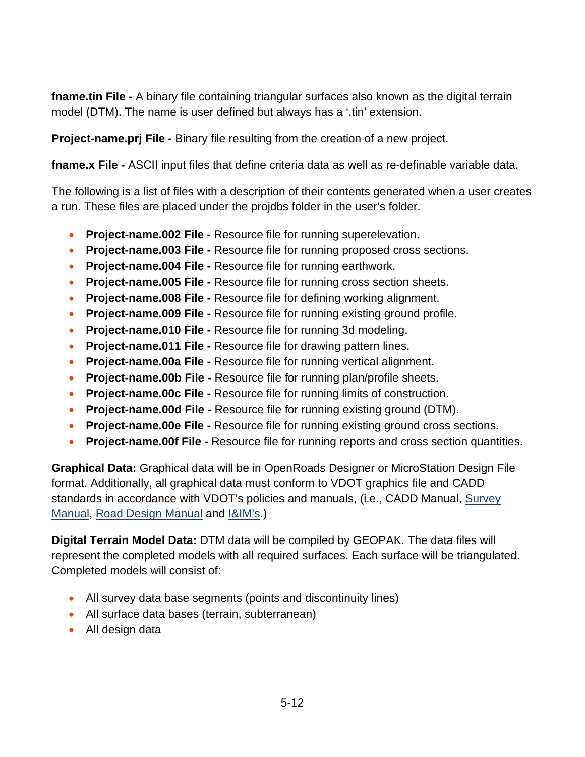**fname.tin File -** A binary file containing triangular surfaces also known as the digital terrain model (DTM). The name is user defined but always has a '.tin' extension.

**Project-name.prj File -** Binary file resulting from the creation of a new project.

**fname.x File -** ASCII input files that define criteria data as well as re-definable variable data.

The following is a list of files with a description of their contents generated when a user creates a run. These files are placed under the projdbs folder in the user's folder.

- **Project-name.002 File -** Resource file for running superelevation.
- **Project-name.003 File -** Resource file for running proposed cross sections.
- **Project-name.004 File -** Resource file for running earthwork.
- **Project-name.005 File -** Resource file for running cross section sheets.
- **Project-name.008 File -** Resource file for defining working alignment.
- **Project-name.009 File -** Resource file for running existing ground profile.
- **Project-name.010 File -** Resource file for running 3d modeling.
- **Project-name.011 File -** Resource file for drawing pattern lines.
- **Project-name.00a File -** Resource file for running vertical alignment.
- **Project-name.00b File -** Resource file for running plan/profile sheets.
- **Project-name.00c File -** Resource file for running limits of construction.
- **Project-name.00d File -** Resource file for running existing ground (DTM).
- **Project-name.00e File -** Resource file for running existing ground cross sections.
- **Project-name.00f File -** Resource file for running reports and cross section quantities.

**Graphical Data:** Graphical data will be in OpenRoads Designer or MicroStation Design File format. Additionally, all graphical data must conform to VDOT graphics file and CADD standards in accordance with VDOT's policies and manuals, (i.e., CADD Manual, Survey Manual, Road Design Manual and I&IM's.)

**Digital Terrain Model Data:** DTM data will be compiled by GEOPAK. The data files will represent the completed models with all required surfaces. Each surface will be triangulated. Completed models will consist of:

- All survey data base segments (points and discontinuity lines)
- All surface data bases (terrain, subterranean)
- All design data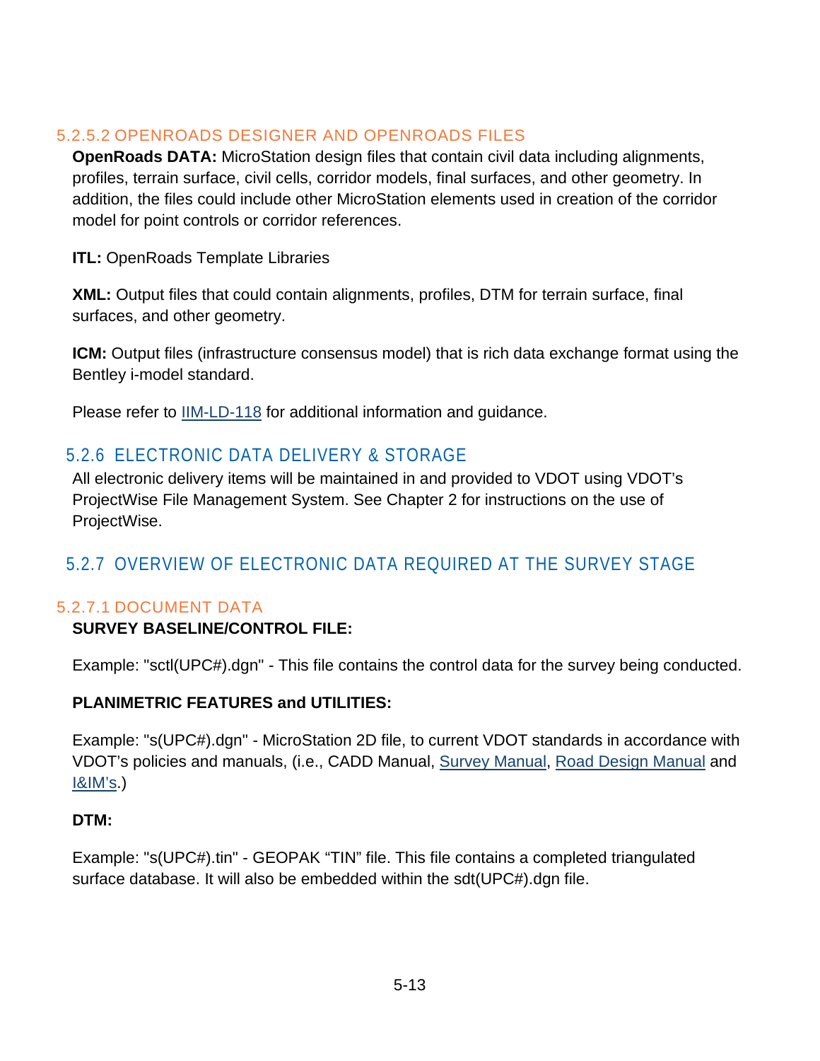#### 5.2.5.2 OPENROADS DESIGNER AND OPENROADS FILES

**OpenRoads DATA:** MicroStation design files that contain civil data including alignments, profiles, terrain surface, civil cells, corridor models, final surfaces, and other geometry. In addition, the files could include other MicroStation elements used in creation of the corridor model for point controls or corridor references.

**ITL:** OpenRoads Template Libraries

**XML:** Output files that could contain alignments, profiles, DTM for terrain surface, final surfaces, and other geometry.

**ICM:** Output files (infrastructure consensus model) that is rich data exchange format using the Bentley i-model standard.

Please refer to IIM-LD-118 for additional information and guidance.

### 5.2.6 ELECTRONIC DATA DELIVERY & STORAGE

All electronic delivery items will be maintained in and provided to VDOT using VDOT's ProjectWise File Management System. See Chapter 2 for instructions on the use of ProjectWise.

### 5.2.7 OVERVIEW OF ELECTRONIC DATA REQUIRED AT THE SURVEY STAGE

#### 5.2.7.1 DOCUMENT DATA

**SURVEY BASELINE/CONTROL FILE:**

Example: "sctl(UPC#).dgn" - This file contains the control data for the survey being conducted.

**PLANIMETRIC FEATURES and UTILITIES:**

Example: "s(UPC#).dgn" - MicroStation 2D file, to current VDOT standards in accordance with VDOT's policies and manuals, (i.e., CADD Manual, Survey Manual, Road Design Manual and I&IM's.)

**DTM:**

Example: "s(UPC#).tin" - GEOPAK "TIN" file. This file contains a completed triangulated surface database. It will also be embedded within the sdt(UPC#).dgn file.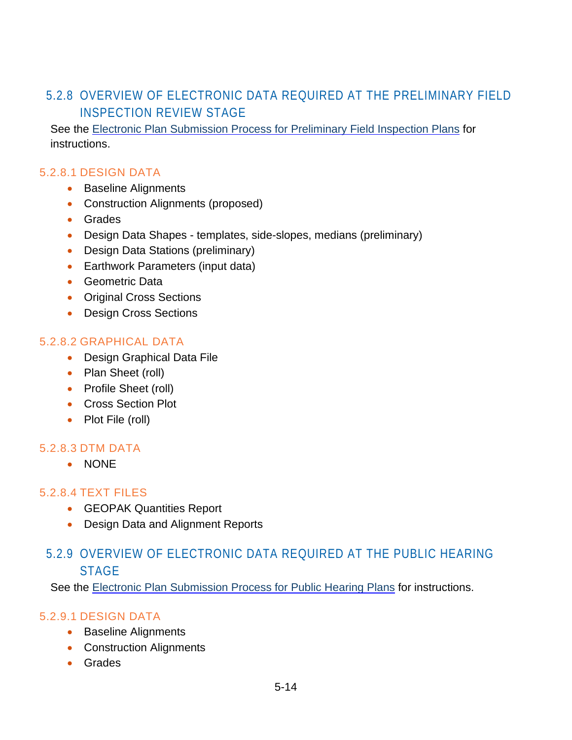### 5.2.8 OVERVIEW OF ELECTRONIC DATA REQUIRED AT THE PRELIMINARY FIELD INSPECTION REVIEW STAGE

See the Electronic Plan Submission Process for Preliminary Field Inspection Plans for instructions.

#### 5.2.8.1 DESIGN DATA

- Baseline Alignments
- Construction Alignments (proposed)
- Grades
- Design Data Shapes - templates, side-slopes, medians (preliminary)
- Design Data Stations (preliminary)
- Earthwork Parameters (input data)
- Geometric Data
- Original Cross Sections
- Design Cross Sections

#### 5.2.8.2 GRAPHICAL DATA

- Design Graphical Data File
- Plan Sheet (roll)
- Profile Sheet (roll)
- Cross Section Plot
- Plot File (roll)

#### 5.2.8.3 DTM DATA

- NONE

#### 5.2.8.4 TEXT FILES

- GEOPAK Quantities Report
- Design Data and Alignment Reports

### 5.2.9 OVERVIEW OF ELECTRONIC DATA REQUIRED AT THE PUBLIC HEARING STAGE

See the Electronic Plan Submission Process for Public Hearing Plans for instructions.

#### 5.2.9.1 DESIGN DATA

- Baseline Alignments
- Construction Alignments
- Grades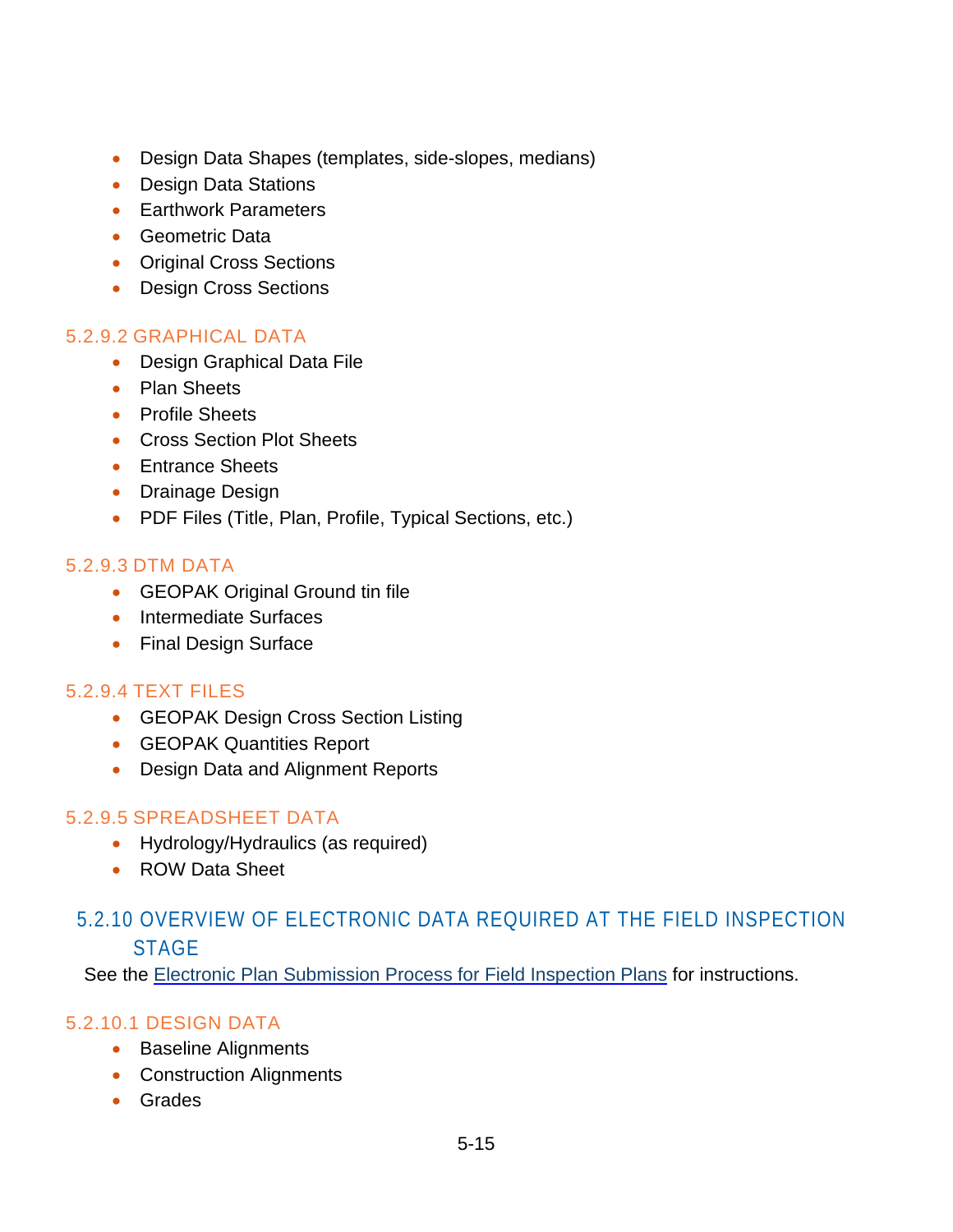- Design Data Shapes (templates, side-slopes, medians)
- Design Data Stations
- Earthwork Parameters
- Geometric Data
- Original Cross Sections
- Design Cross Sections

#### 5.2.9.2 GRAPHICAL DATA

- Design Graphical Data File
- Plan Sheets
- Profile Sheets
- Cross Section Plot Sheets
- Entrance Sheets
- Drainage Design
- PDF Files (Title, Plan, Profile, Typical Sections, etc.)

#### 5.2.9.3 DTM DATA

- GEOPAK Original Ground tin file
- Intermediate Surfaces
- Final Design Surface

#### 5.2.9.4 TEXT FILES

- GEOPAK Design Cross Section Listing
- GEOPAK Quantities Report
- Design Data and Alignment Reports

#### 5.2.9.5 SPREADSHEET DATA

- Hydrology/Hydraulics (as required)
- ROW Data Sheet

### 5.2.10 OVERVIEW OF ELECTRONIC DATA REQUIRED AT THE FIELD INSPECTION STAGE

See the Electronic Plan Submission Process for Field Inspection Plans for instructions.

#### 5.2.10.1 DESIGN DATA

- Baseline Alignments
- Construction Alignments
- Grades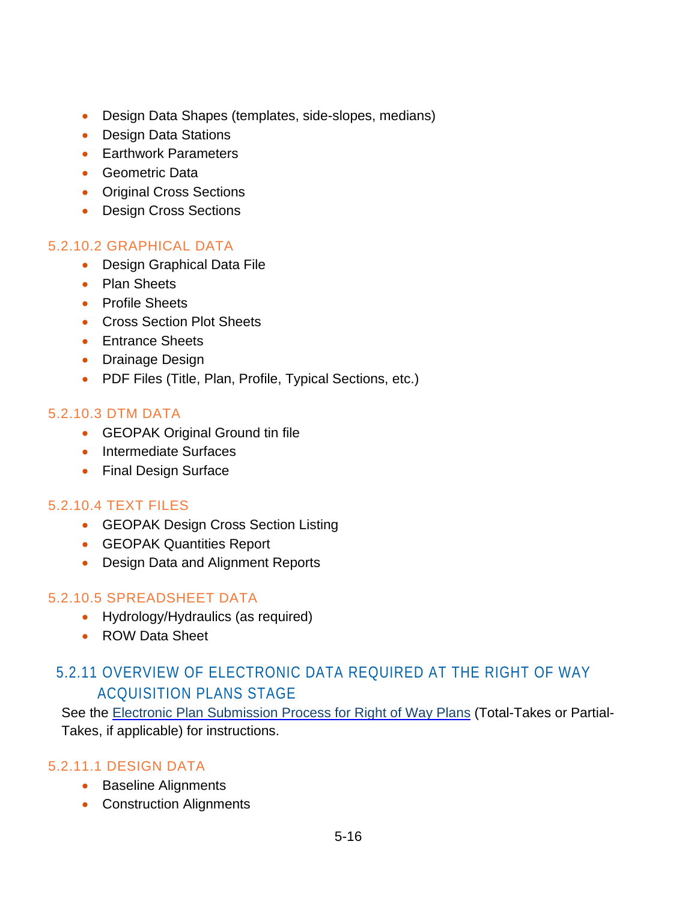- Design Data Shapes (templates, side-slopes, medians)
- Design Data Stations
- Earthwork Parameters
- Geometric Data
- Original Cross Sections
- Design Cross Sections

#### 5.2.10.2 GRAPHICAL DATA

- Design Graphical Data File
- Plan Sheets
- Profile Sheets
- Cross Section Plot Sheets
- Entrance Sheets
- Drainage Design
- PDF Files (Title, Plan, Profile, Typical Sections, etc.)

#### 5.2.10.3 DTM DATA

- GEOPAK Original Ground tin file
- Intermediate Surfaces
- Final Design Surface

#### 5.2.10.4 TEXT FILES

- GEOPAK Design Cross Section Listing
- GEOPAK Quantities Report
- Design Data and Alignment Reports

#### 5.2.10.5 SPREADSHEET DATA

- Hydrology/Hydraulics (as required)
- ROW Data Sheet

### 5.2.11 OVERVIEW OF ELECTRONIC DATA REQUIRED AT THE RIGHT OF WAY ACQUISITION PLANS STAGE

See the Electronic Plan Submission Process for Right of Way Plans (Total-Takes or Partial-Takes, if applicable) for instructions.

#### 5.2.11.1 DESIGN DATA

- Baseline Alignments
- Construction Alignments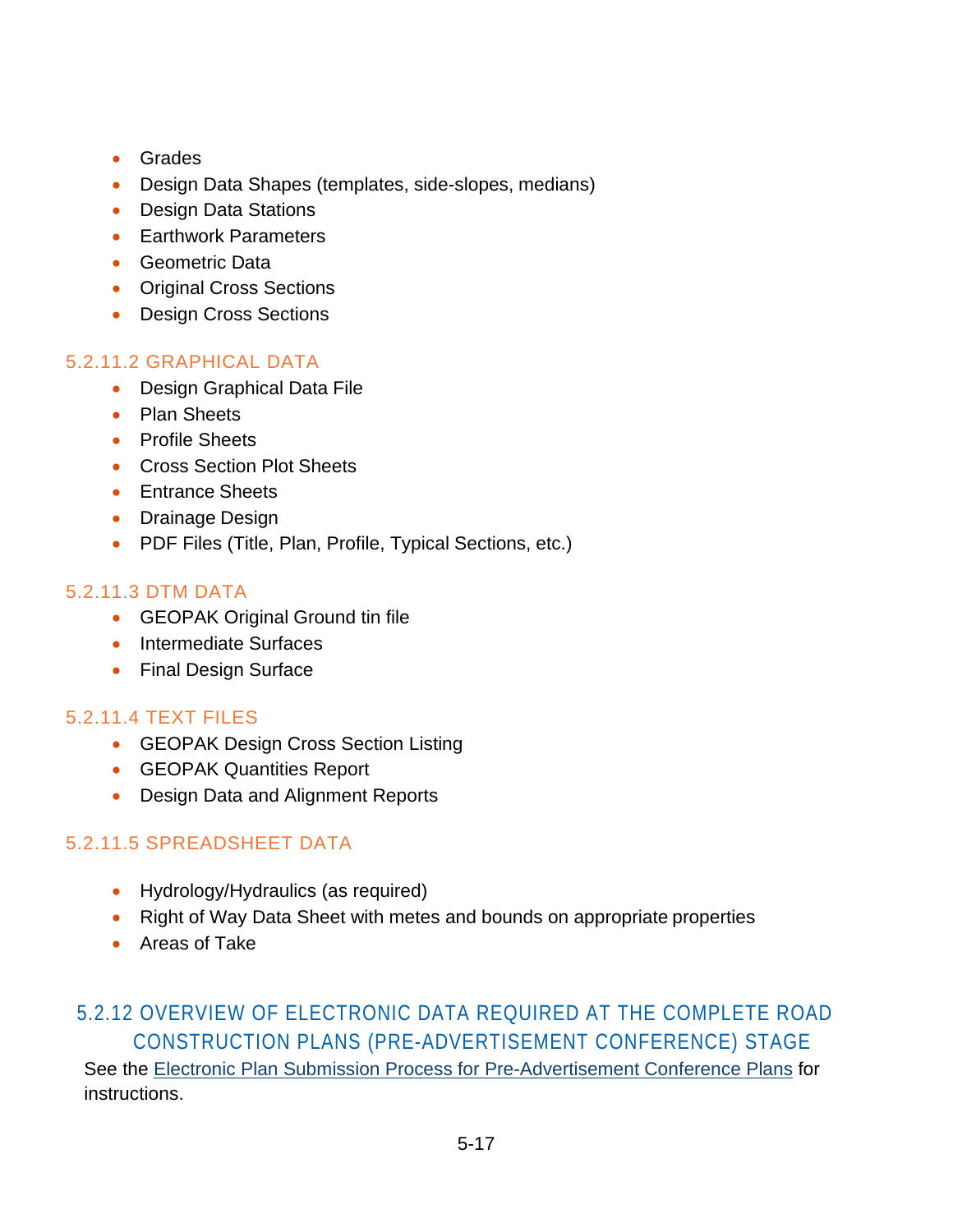- Grades
- Design Data Shapes (templates, side-slopes, medians)
- Design Data Stations
- Earthwork Parameters
- Geometric Data
- Original Cross Sections
- Design Cross Sections

#### 5.2.11.2 GRAPHICAL DATA

- Design Graphical Data File
- Plan Sheets
- Profile Sheets
- Cross Section Plot Sheets
- Entrance Sheets
- Drainage Design
- PDF Files (Title, Plan, Profile, Typical Sections, etc.)

#### 5.2.11.3 DTM DATA

- GEOPAK Original Ground tin file
- Intermediate Surfaces
- Final Design Surface

#### 5.2.11.4 TEXT FILES

- GEOPAK Design Cross Section Listing
- GEOPAK Quantities Report
- Design Data and Alignment Reports

#### 5.2.11.5 SPREADSHEET DATA

- Hydrology/Hydraulics (as required)
- Right of Way Data Sheet with metes and bounds on appropriate properties
- Areas of Take

### 5.2.12 OVERVIEW OF ELECTRONIC DATA REQUIRED AT THE COMPLETE ROAD CONSTRUCTION PLANS (PRE-ADVERTISEMENT CONFERENCE) STAGE

See the Electronic Plan Submission Process for Pre-Advertisement Conference Plans for instructions.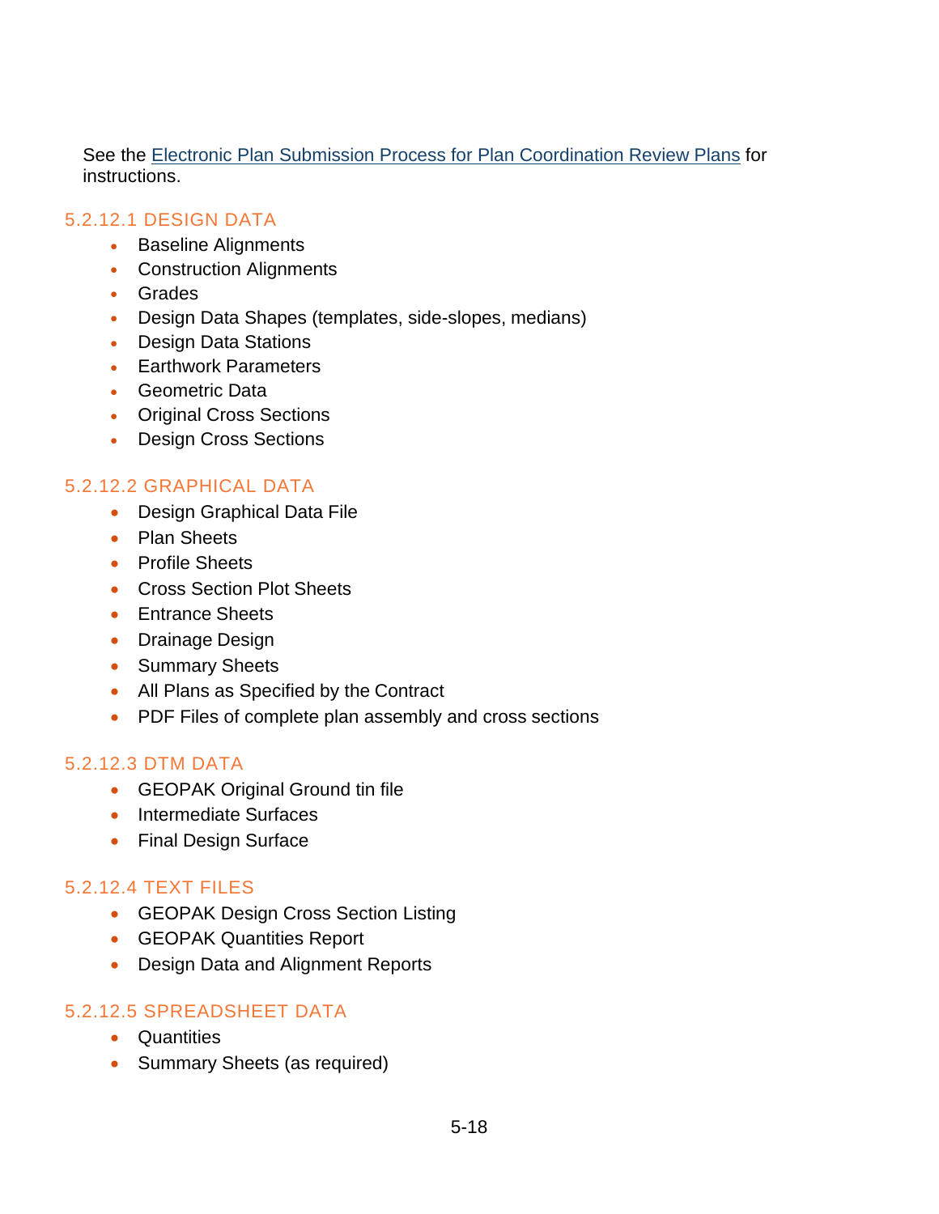See the [Electronic Plan Submission Process for Plan Coordination Review Plans] for instructions.

#### 5.2.12.1 DESIGN DATA

- Baseline Alignments
- Construction Alignments
- Grades
- Design Data Shapes (templates, side-slopes, medians)
- Design Data Stations
- Earthwork Parameters
- Geometric Data
- Original Cross Sections
- Design Cross Sections

#### 5.2.12.2 GRAPHICAL DATA

- Design Graphical Data File
- Plan Sheets
- Profile Sheets
- Cross Section Plot Sheets
- Entrance Sheets
- Drainage Design
- Summary Sheets
- All Plans as Specified by the Contract
- PDF Files of complete plan assembly and cross sections

#### 5.2.12.3 DTM DATA

- GEOPAK Original Ground tin file
- Intermediate Surfaces
- Final Design Surface

#### 5.2.12.4 TEXT FILES

- GEOPAK Design Cross Section Listing
- GEOPAK Quantities Report
- Design Data and Alignment Reports

#### 5.2.12.5 SPREADSHEET DATA

- Quantities
- Summary Sheets (as required)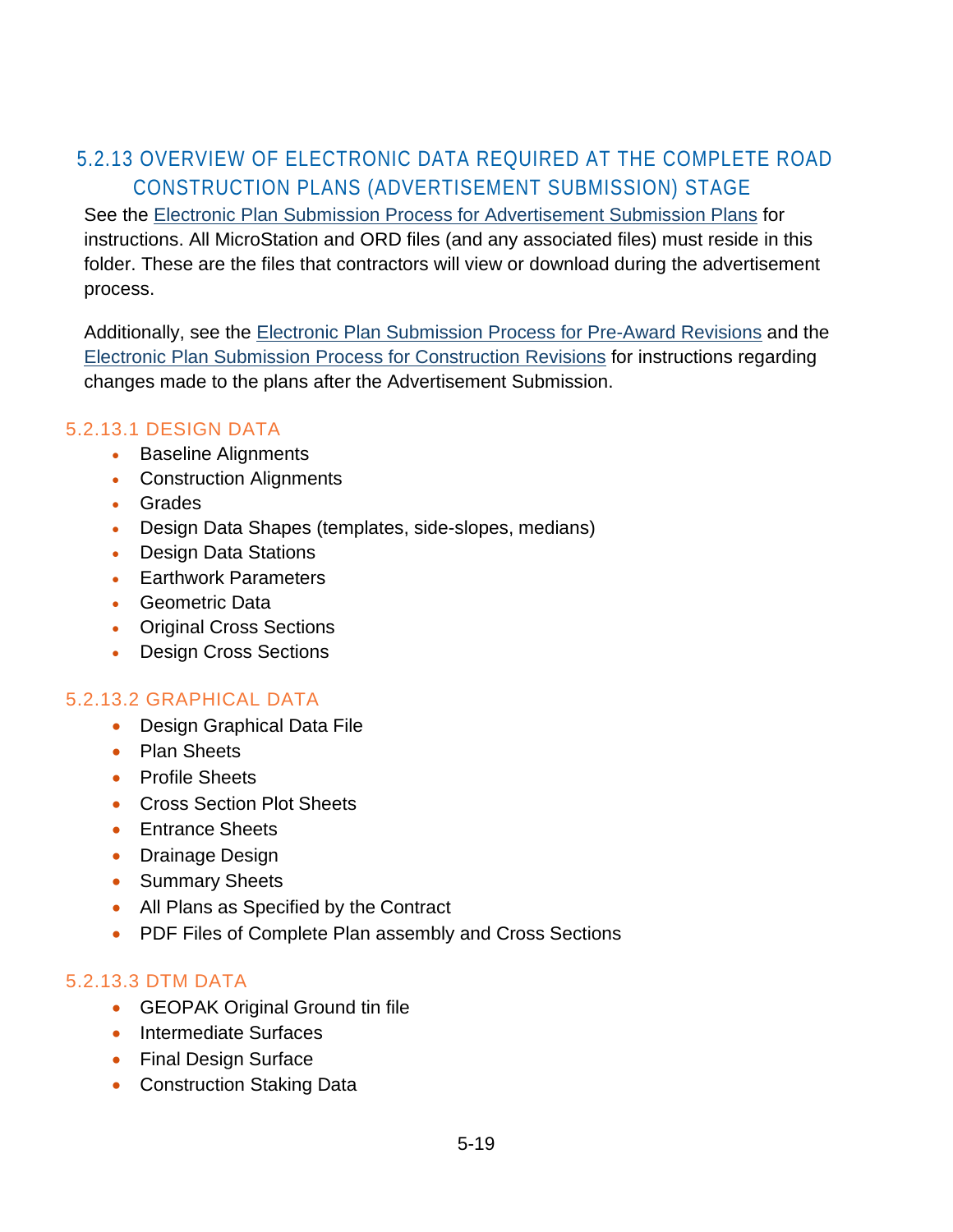## 5.2.13 OVERVIEW OF ELECTRONIC DATA REQUIRED AT THE COMPLETE ROAD CONSTRUCTION PLANS (ADVERTISEMENT SUBMISSION) STAGE

See the Electronic Plan Submission Process for Advertisement Submission Plans for instructions. All MicroStation and ORD files (and any associated files) must reside in this folder. These are the files that contractors will view or download during the advertisement process.

Additionally, see the Electronic Plan Submission Process for Pre-Award Revisions and the Electronic Plan Submission Process for Construction Revisions for instructions regarding changes made to the plans after the Advertisement Submission.

### 5.2.13.1 DESIGN DATA

- Baseline Alignments
- Construction Alignments
- Grades
- Design Data Shapes (templates, side-slopes, medians)
- Design Data Stations
- Earthwork Parameters
- Geometric Data
- Original Cross Sections
- Design Cross Sections

### 5.2.13.2 GRAPHICAL DATA

- Design Graphical Data File
- Plan Sheets
- Profile Sheets
- Cross Section Plot Sheets
- Entrance Sheets
- Drainage Design
- Summary Sheets
- All Plans as Specified by the Contract
- PDF Files of Complete Plan assembly and Cross Sections

### 5.2.13.3 DTM DATA

- GEOPAK Original Ground tin file
- Intermediate Surfaces
- Final Design Surface
- Construction Staking Data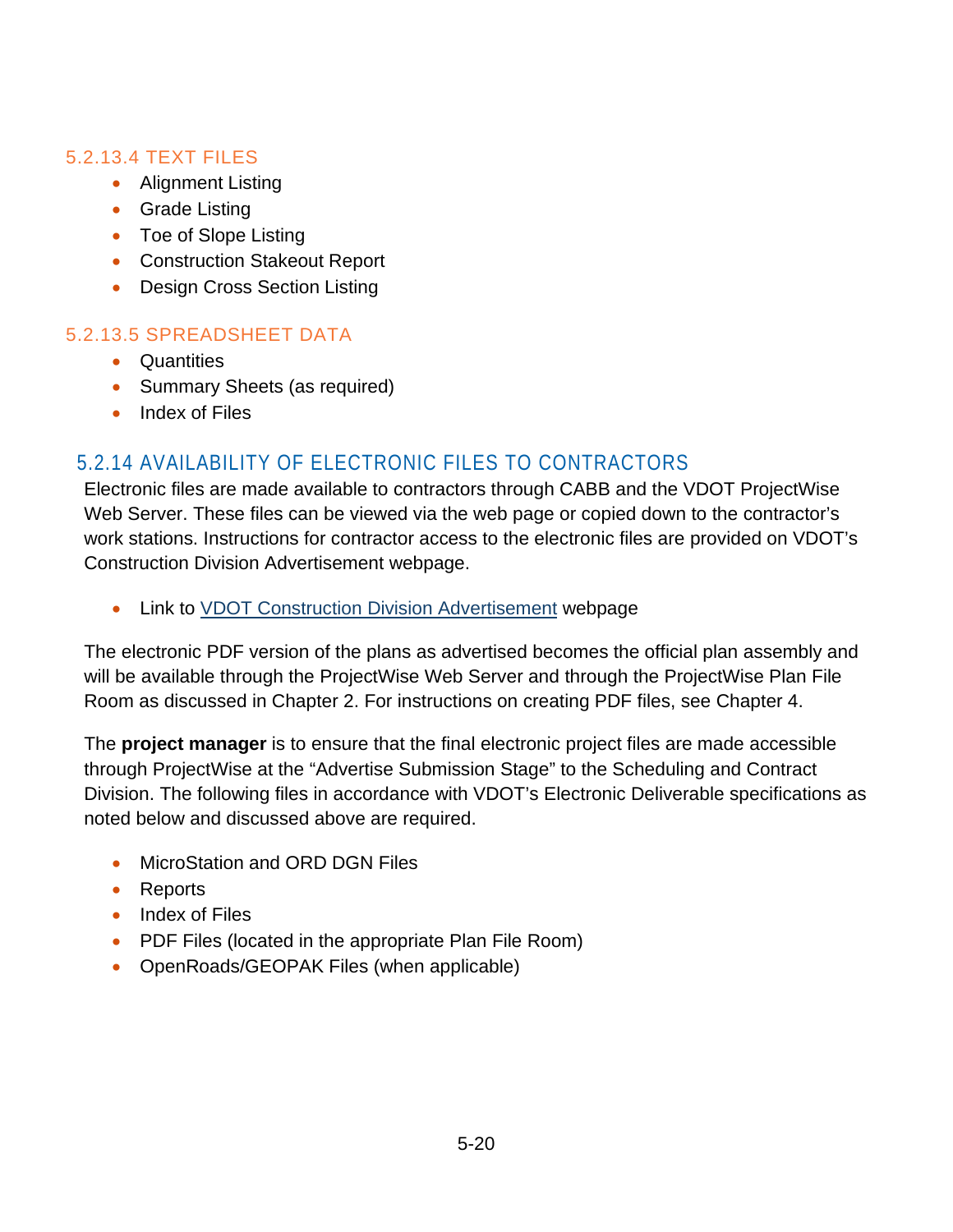#### 5.2.13.4 TEXT FILES

- Alignment Listing
- Grade Listing
- Toe of Slope Listing
- Construction Stakeout Report
- Design Cross Section Listing

#### 5.2.13.5 SPREADSHEET DATA

- Quantities
- Summary Sheets (as required)
- Index of Files

### 5.2.14 AVAILABILITY OF ELECTRONIC FILES TO CONTRACTORS

Electronic files are made available to contractors through CABB and the VDOT ProjectWise Web Server. These files can be viewed via the web page or copied down to the contractor's work stations. Instructions for contractor access to the electronic files are provided on VDOT's Construction Division Advertisement webpage.

- Link to VDOT Construction Division Advertisement webpage

The electronic PDF version of the plans as advertised becomes the official plan assembly and will be available through the ProjectWise Web Server and through the ProjectWise Plan File Room as discussed in Chapter 2. For instructions on creating PDF files, see Chapter 4.

The **project manager** is to ensure that the final electronic project files are made accessible through ProjectWise at the "Advertise Submission Stage" to the Scheduling and Contract Division. The following files in accordance with VDOT's Electronic Deliverable specifications as noted below and discussed above are required.

- MicroStation and ORD DGN Files
- Reports
- Index of Files
- PDF Files (located in the appropriate Plan File Room)
- OpenRoads/GEOPAK Files (when applicable)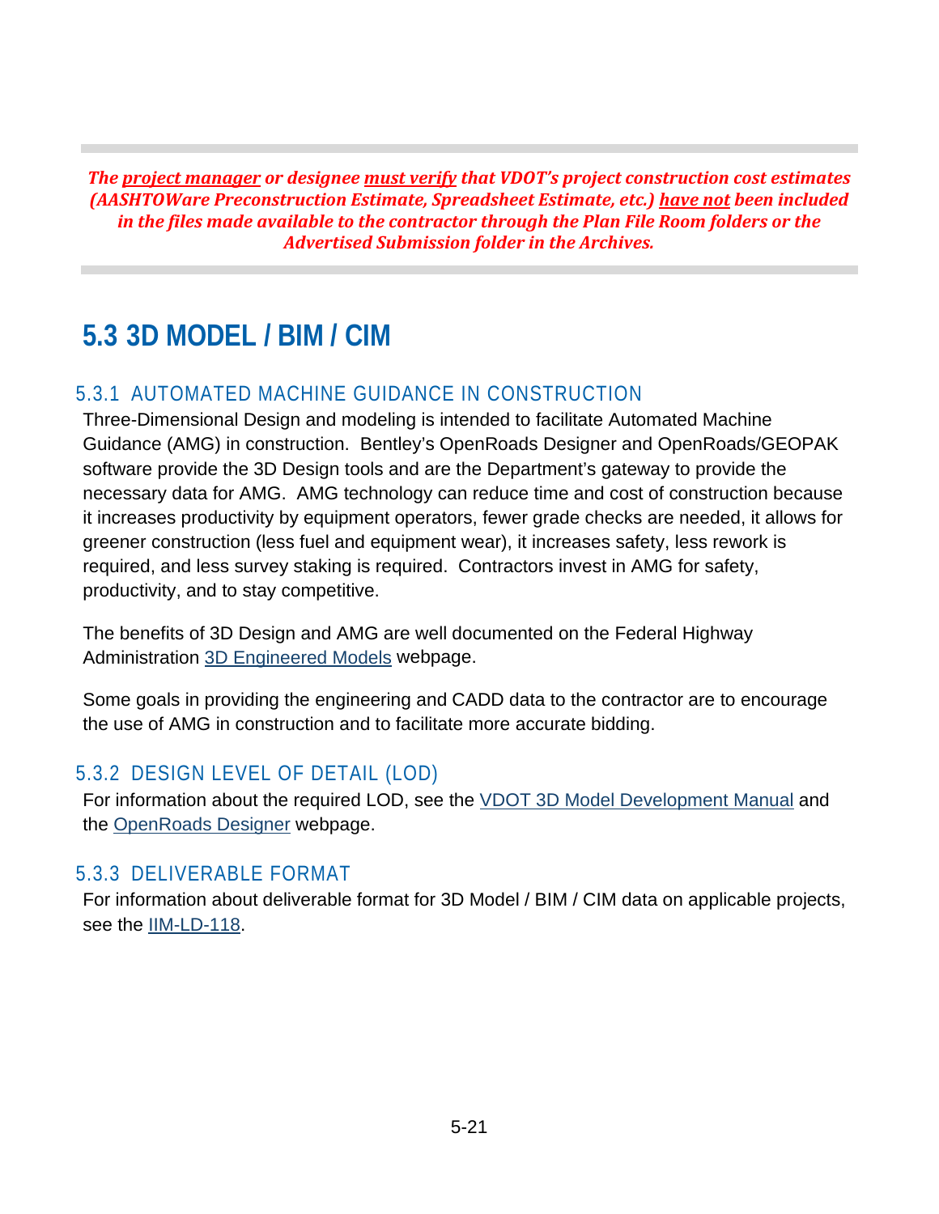***The <u>project manager</u> or designee <u>must verify</u> that VDOT's project construction cost estimates (AASHTOWare Preconstruction Estimate, Spreadsheet Estimate, etc.) <u>have not</u> been included in the files made available to the contractor through the Plan File Room folders or the Advertised Submission folder in the Archives.***

# 5.3 3D MODEL / BIM / CIM

## 5.3.1 AUTOMATED MACHINE GUIDANCE IN CONSTRUCTION

Three-Dimensional Design and modeling is intended to facilitate Automated Machine Guidance (AMG) in construction. Bentley's OpenRoads Designer and OpenRoads/GEOPAK software provide the 3D Design tools and are the Department's gateway to provide the necessary data for AMG. AMG technology can reduce time and cost of construction because it increases productivity by equipment operators, fewer grade checks are needed, it allows for greener construction (less fuel and equipment wear), it increases safety, less rework is required, and less survey staking is required. Contractors invest in AMG for safety, productivity, and to stay competitive.

The benefits of 3D Design and AMG are well documented on the Federal Highway Administration 3D Engineered Models webpage.

Some goals in providing the engineering and CADD data to the contractor are to encourage the use of AMG in construction and to facilitate more accurate bidding.

## 5.3.2 DESIGN LEVEL OF DETAIL (LOD)

For information about the required LOD, see the VDOT 3D Model Development Manual and the OpenRoads Designer webpage.

## 5.3.3 DELIVERABLE FORMAT

For information about deliverable format for 3D Model / BIM / CIM data on applicable projects, see the IIM-LD-118.